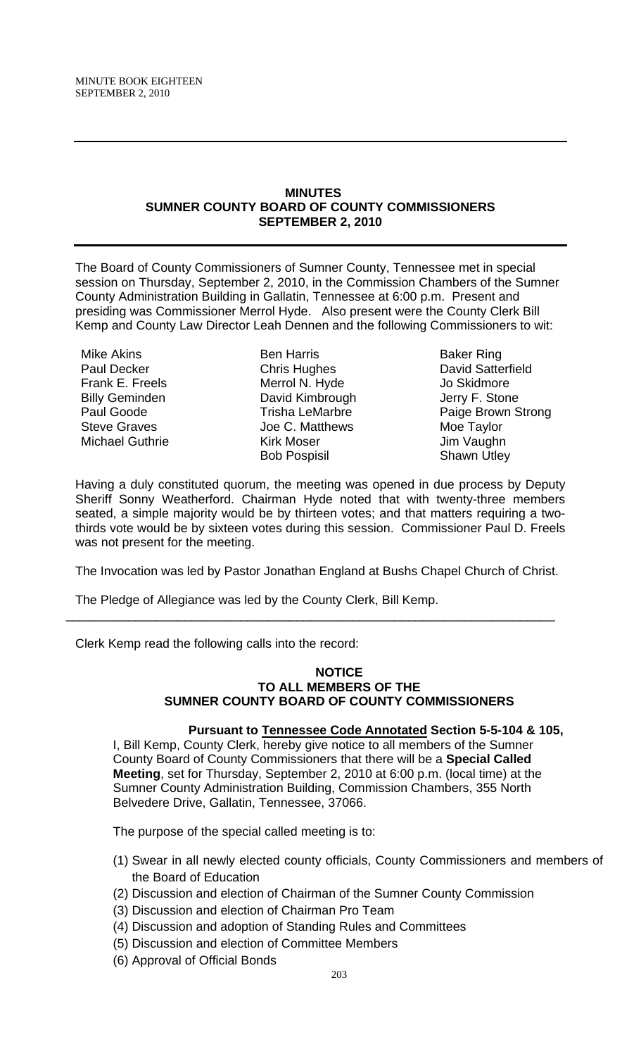## MINUTES
## SUMNER COUNTY BOARD OF COUNTY COMMISSIONERS
## SEPTEMBER 2, 2010

The Board of County Commissioners of Sumner County, Tennessee met in special session on Thursday, September 2, 2010, in the Commission Chambers of the Sumner County Administration Building in Gallatin, Tennessee at 6:00 p.m. Present and presiding was Commissioner Merrol Hyde. Also present were the County Clerk Bill Kemp and County Law Director Leah Dennen and the following Commissioners to wit:

Mike Akins
Paul Decker
Frank E. Freels
Billy Geminden
Paul Goode
Steve Graves
Michael Guthrie
Ben Harris
Chris Hughes
Merrol N. Hyde
David Kimbrough
Trisha LeMarbre
Joe C. Matthews
Kirk Moser
Bob Pospisil
Baker Ring
David Satterfield
Jo Skidmore
Jerry F. Stone
Paige Brown Strong
Moe Taylor
Jim Vaughn
Shawn Utley

Having a duly constituted quorum, the meeting was opened in due process by Deputy Sheriff Sonny Weatherford. Chairman Hyde noted that with twenty-three members seated, a simple majority would be by thirteen votes; and that matters requiring a two-thirds vote would be by sixteen votes during this session. Commissioner Paul D. Freels was not present for the meeting.

The Invocation was led by Pastor Jonathan England at Bushs Chapel Church of Christ.

The Pledge of Allegiance was led by the County Clerk, Bill Kemp.

---

Clerk Kemp read the following calls into the record:

**NOTICE**
**TO ALL MEMBERS OF THE**
**SUMNER COUNTY BOARD OF COUNTY COMMISSIONERS**

**Pursuant to Tennessee Code Annotated Section 5-5-104 & 105,**

I, Bill Kemp, County Clerk, hereby give notice to all members of the Sumner County Board of County Commissioners that there will be a **Special Called Meeting**, set for Thursday, September 2, 2010 at 6:00 p.m. (local time) at the Sumner County Administration Building, Commission Chambers, 355 North Belvedere Drive, Gallatin, Tennessee, 37066.

The purpose of the special called meeting is to:

(1) Swear in all newly elected county officials, County Commissioners and members of the Board of Education
(2) Discussion and election of Chairman of the Sumner County Commission
(3) Discussion and election of Chairman Pro Team
(4) Discussion and adoption of Standing Rules and Committees
(5) Discussion and election of Committee Members
(6) Approval of Official Bonds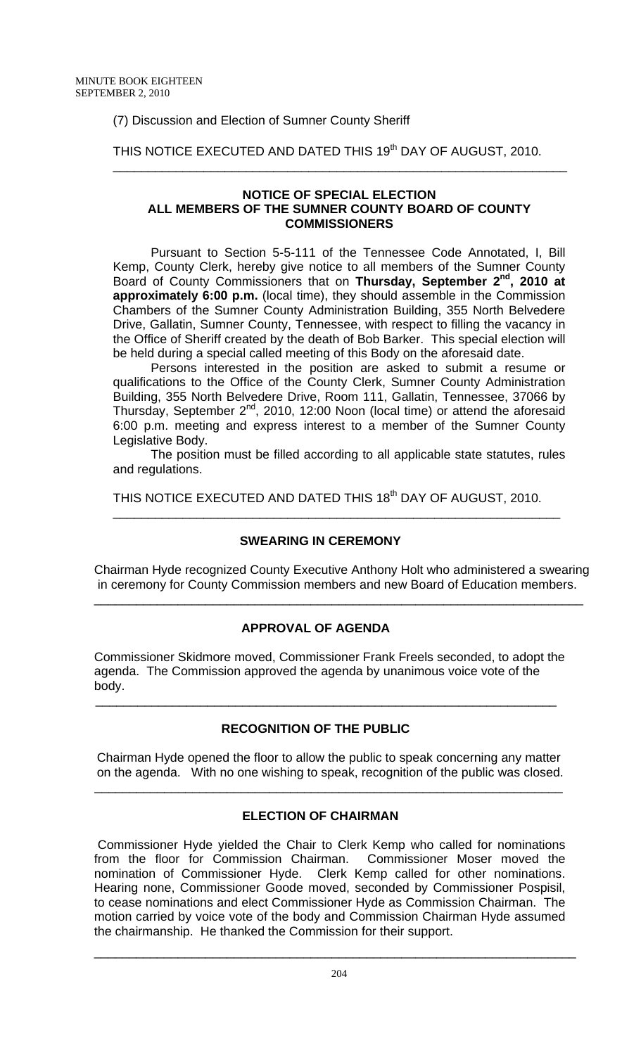(7) Discussion and Election of Sumner County Sheriff

THIS NOTICE EXECUTED AND DATED THIS 19th DAY OF AUGUST, 2010.

---

**NOTICE OF SPECIAL ELECTION**
**ALL MEMBERS OF THE SUMNER COUNTY BOARD OF COUNTY COMMISSIONERS**

Pursuant to Section 5-5-111 of the Tennessee Code Annotated, I, Bill Kemp, County Clerk, hereby give notice to all members of the Sumner County Board of County Commissioners that on **Thursday, September 2nd, 2010 at approximately 6:00 p.m.** (local time), they should assemble in the Commission Chambers of the Sumner County Administration Building, 355 North Belvedere Drive, Gallatin, Sumner County, Tennessee, with respect to filling the vacancy in the Office of Sheriff created by the death of Bob Barker. This special election will be held during a special called meeting of this Body on the aforesaid date.

Persons interested in the position are asked to submit a resume or qualifications to the Office of the County Clerk, Sumner County Administration Building, 355 North Belvedere Drive, Room 111, Gallatin, Tennessee, 37066 by Thursday, September 2nd, 2010, 12:00 Noon (local time) or attend the aforesaid 6:00 p.m. meeting and express interest to a member of the Sumner County Legislative Body.

The position must be filled according to all applicable state statutes, rules and regulations.

THIS NOTICE EXECUTED AND DATED THIS 18th DAY OF AUGUST, 2010.

---

**SWEARING IN CEREMONY**

Chairman Hyde recognized County Executive Anthony Holt who administered a swearing in ceremony for County Commission members and new Board of Education members.

---

**APPROVAL OF AGENDA**

Commissioner Skidmore moved, Commissioner Frank Freels seconded, to adopt the agenda. The Commission approved the agenda by unanimous voice vote of the body.

---

**RECOGNITION OF THE PUBLIC**

Chairman Hyde opened the floor to allow the public to speak concerning any matter on the agenda. With no one wishing to speak, recognition of the public was closed.

---

**ELECTION OF CHAIRMAN**

Commissioner Hyde yielded the Chair to Clerk Kemp who called for nominations from the floor for Commission Chairman. Commissioner Moser moved the nomination of Commissioner Hyde. Clerk Kemp called for other nominations. Hearing none, Commissioner Goode moved, seconded by Commissioner Pospisil, to cease nominations and elect Commissioner Hyde as Commission Chairman. The motion carried by voice vote of the body and Commission Chairman Hyde assumed the chairmanship. He thanked the Commission for their support.

---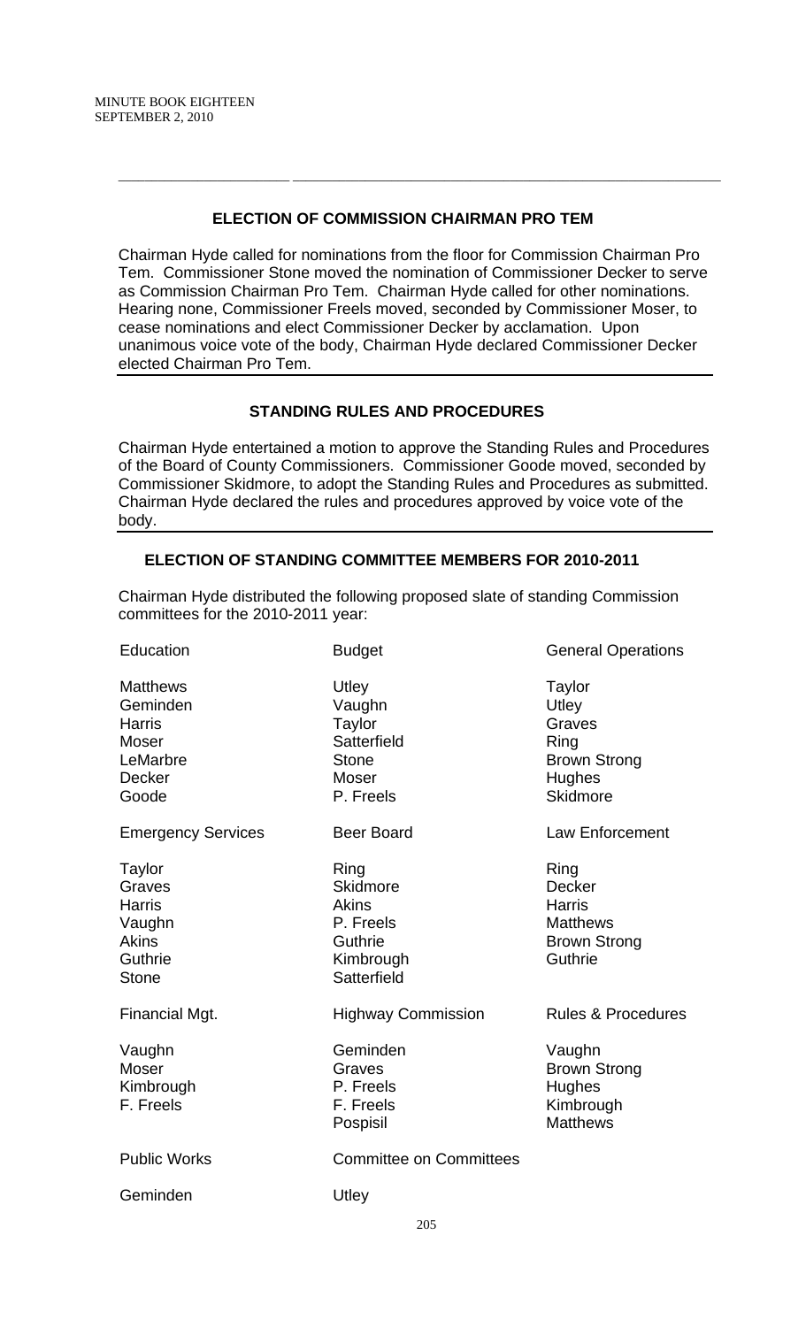## ELECTION OF COMMISSION CHAIRMAN PRO TEM

Chairman Hyde called for nominations from the floor for Commission Chairman Pro Tem. Commissioner Stone moved the nomination of Commissioner Decker to serve as Commission Chairman Pro Tem. Chairman Hyde called for other nominations. Hearing none, Commissioner Freels moved, seconded by Commissioner Moser, to cease nominations and elect Commissioner Decker by acclamation. Upon unanimous voice vote of the body, Chairman Hyde declared Commissioner Decker elected Chairman Pro Tem.

## STANDING RULES AND PROCEDURES

Chairman Hyde entertained a motion to approve the Standing Rules and Procedures of the Board of County Commissioners. Commissioner Goode moved, seconded by Commissioner Skidmore, to adopt the Standing Rules and Procedures as submitted. Chairman Hyde declared the rules and procedures approved by voice vote of the body.

## ELECTION OF STANDING COMMITTEE MEMBERS FOR 2010-2011

Chairman Hyde distributed the following proposed slate of standing Commission committees for the 2010-2011 year:

| Education | Budget | General Operations |
|---|---|---|
| Matthews | Utley | Taylor |
| Geminden | Vaughn | Utley |
| Harris | Taylor | Graves |
| Moser | Satterfield | Ring |
| LeMarbre | Stone | Brown Strong |
| Decker | Moser | Hughes |
| Goode | P. Freels | Skidmore |

| Emergency Services | Beer Board | Law Enforcement |
|---|---|---|
| Taylor | Ring | Ring |
| Graves | Skidmore | Decker |
| Harris | Akins | Harris |
| Vaughn | P. Freels | Matthews |
| Akins | Guthrie | Brown Strong |
| Guthrie | Kimbrough | Guthrie |
| Stone | Satterfield | |

| Financial Mgt. | Highway Commission | Rules & Procedures |
|---|---|---|
| Vaughn | Geminden | Vaughn |
| Moser | Graves | Brown Strong |
| Kimbrough | P. Freels | Hughes |
| F. Freels | F. Freels | Kimbrough |
| | Pospisil | Matthews |

| Public Works | Committee on Committees |
|---|---|
| Geminden | Utley |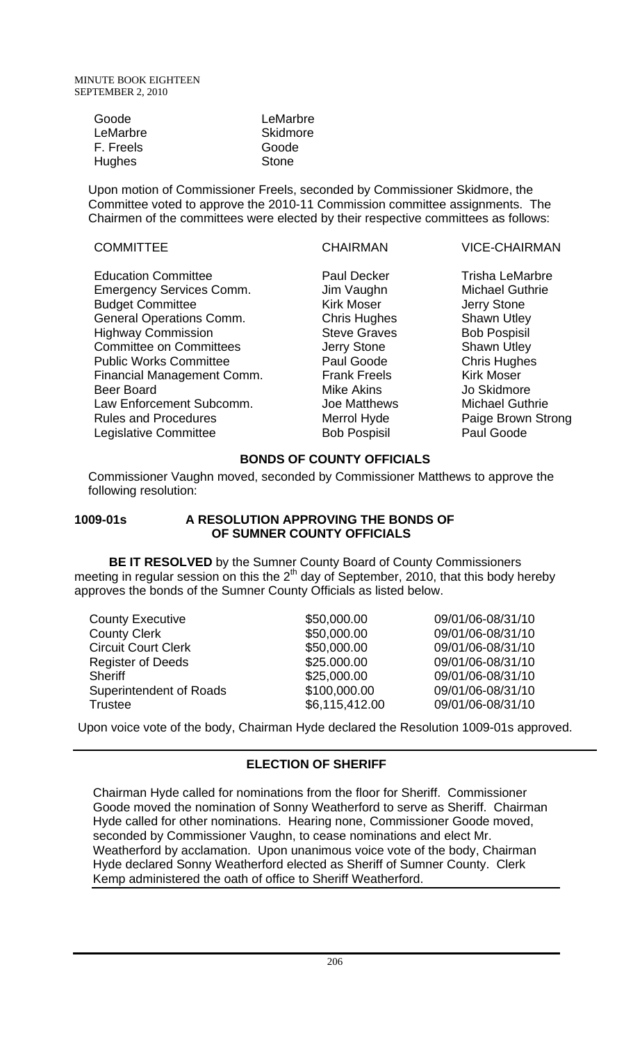| | |
|---|---|
| Goode | LeMarbre |
| LeMarbre | Skidmore |
| F. Freels | Goode |
| Hughes | Stone |

Upon motion of Commissioner Freels, seconded by Commissioner Skidmore, the Committee voted to approve the 2010-11 Commission committee assignments. The Chairmen of the committees were elected by their respective committees as follows:

| COMMITTEE | CHAIRMAN | VICE-CHAIRMAN |
|---|---|---|
| Education Committee | Paul Decker | Trisha LeMarbre |
| Emergency Services Comm. | Jim Vaughn | Michael Guthrie |
| Budget Committee | Kirk Moser | Jerry Stone |
| General Operations Comm. | Chris Hughes | Shawn Utley |
| Highway Commission | Steve Graves | Bob Pospisil |
| Committee on Committees | Jerry Stone | Shawn Utley |
| Public Works Committee | Paul Goode | Chris Hughes |
| Financial Management Comm. | Frank Freels | Kirk Moser |
| Beer Board | Mike Akins | Jo Skidmore |
| Law Enforcement Subcomm. | Joe Matthews | Michael Guthrie |
| Rules and Procedures | Merrol Hyde | Paige Brown Strong |
| Legislative Committee | Bob Pospisil | Paul Goode |

## BONDS OF COUNTY OFFICIALS

Commissioner Vaughn moved, seconded by Commissioner Matthews to approve the following resolution:

**1009-01s A RESOLUTION APPROVING THE BONDS OF OF SUMNER COUNTY OFFICIALS**

**BE IT RESOLVED** by the Sumner County Board of County Commissioners meeting in regular session on this the 2nd day of September, 2010, that this body hereby approves the bonds of the Sumner County Officials as listed below.

| | | |
|---|---|---|
| County Executive | \$50,000.00 | 09/01/06-08/31/10 |
| County Clerk | \$50,000.00 | 09/01/06-08/31/10 |
| Circuit Court Clerk | \$50,000.00 | 09/01/06-08/31/10 |
| Register of Deeds | \$25.000.00 | 09/01/06-08/31/10 |
| Sheriff | \$25,000.00 | 09/01/06-08/31/10 |
| Superintendent of Roads | \$100,000.00 | 09/01/06-08/31/10 |
| Trustee | \$6,115,412.00 | 09/01/06-08/31/10 |

Upon voice vote of the body, Chairman Hyde declared the Resolution 1009-01s approved.

## ELECTION OF SHERIFF

Chairman Hyde called for nominations from the floor for Sheriff. Commissioner Goode moved the nomination of Sonny Weatherford to serve as Sheriff. Chairman Hyde called for other nominations. Hearing none, Commissioner Goode moved, seconded by Commissioner Vaughn, to cease nominations and elect Mr. Weatherford by acclamation. Upon unanimous voice vote of the body, Chairman Hyde declared Sonny Weatherford elected as Sheriff of Sumner County. Clerk Kemp administered the oath of office to Sheriff Weatherford.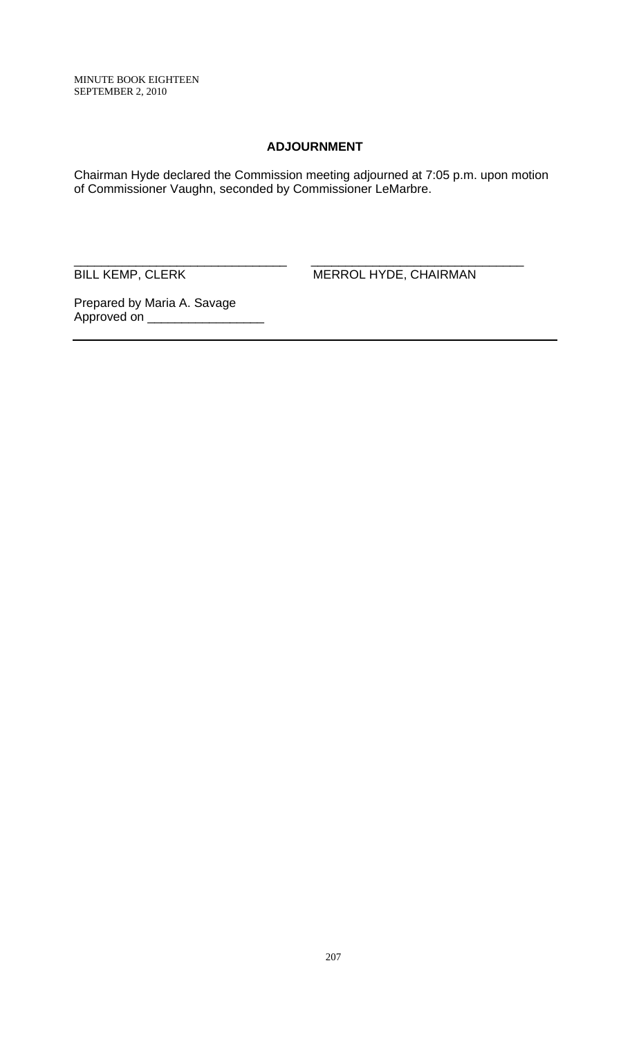## ADJOURNMENT

Chairman Hyde declared the Commission meeting adjourned at 7:05 p.m. upon motion of Commissioner Vaughn, seconded by Commissioner LeMarbre.

_______________________________ _______________________________
BILL KEMP, CLERK MERROL HYDE, CHAIRMAN

Prepared by Maria A. Savage
Approved on _________________